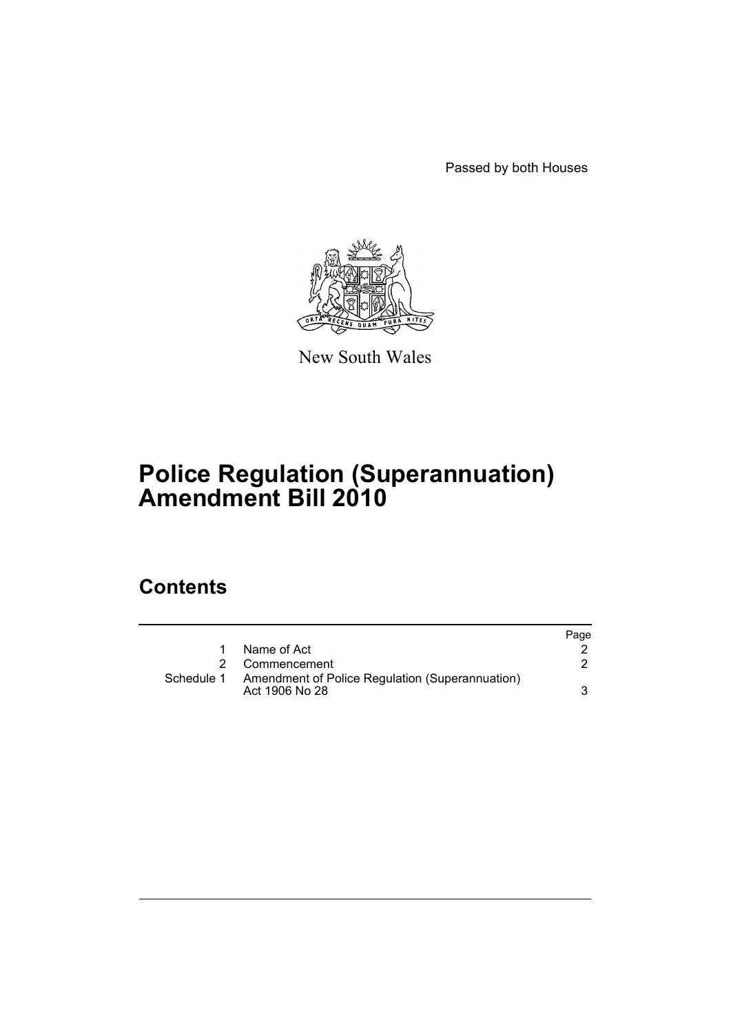Passed by both Houses

New South Wales

# Police Regulation (Superannuation) Amendment Bill 2010

## Contents

| | | Page |
|---|---|---|
| 1 | Name of Act | 2 |
| 2 | Commencement | 2 |
| Schedule 1 | Amendment of Police Regulation (Superannuation) Act 1906 No 28 | 3 |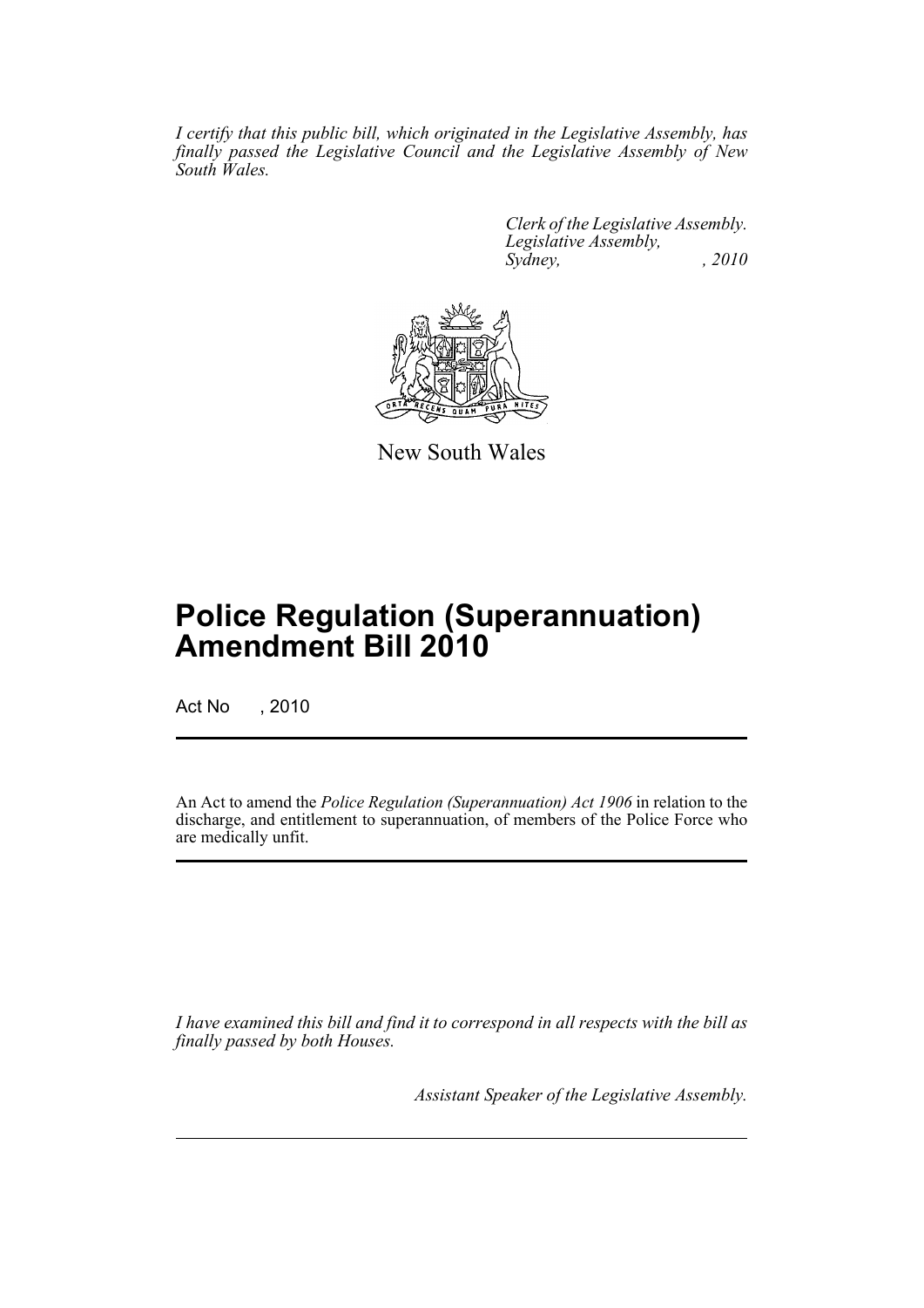*I certify that this public bill, which originated in the Legislative Assembly, has finally passed the Legislative Council and the Legislative Assembly of New South Wales.*

*Clerk of the Legislative Assembly.*
*Legislative Assembly,*
*Sydney, , 2010*

New South Wales

# Police Regulation (Superannuation) Amendment Bill 2010

Act No , 2010

An Act to amend the *Police Regulation (Superannuation) Act 1906* in relation to the discharge, and entitlement to superannuation, of members of the Police Force who are medically unfit.

*I have examined this bill and find it to correspond in all respects with the bill as finally passed by both Houses.*

*Assistant Speaker of the Legislative Assembly.*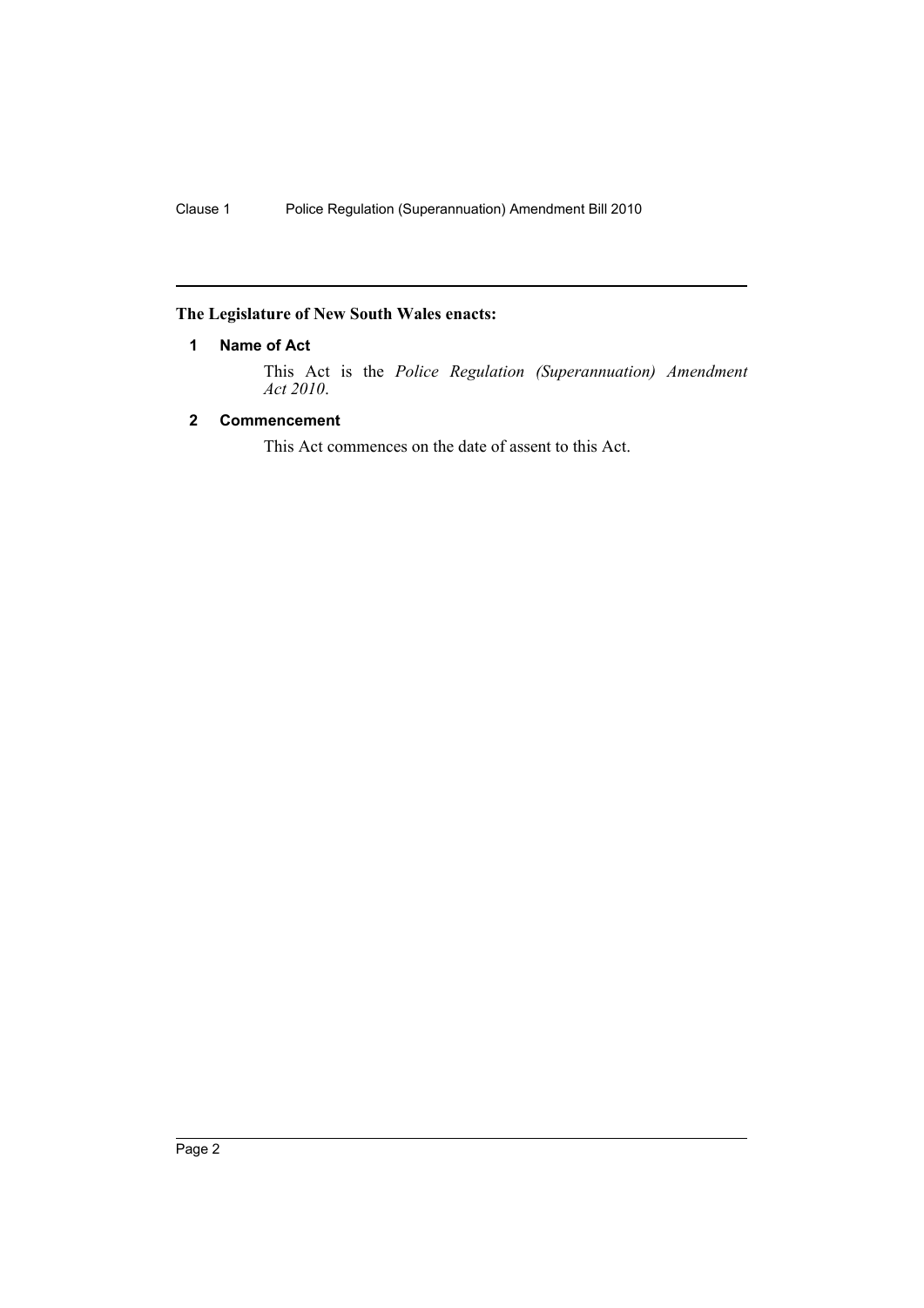**The Legislature of New South Wales enacts:**

## 1 Name of Act

This Act is the *Police Regulation (Superannuation) Amendment Act 2010*.

## 2 Commencement

This Act commences on the date of assent to this Act.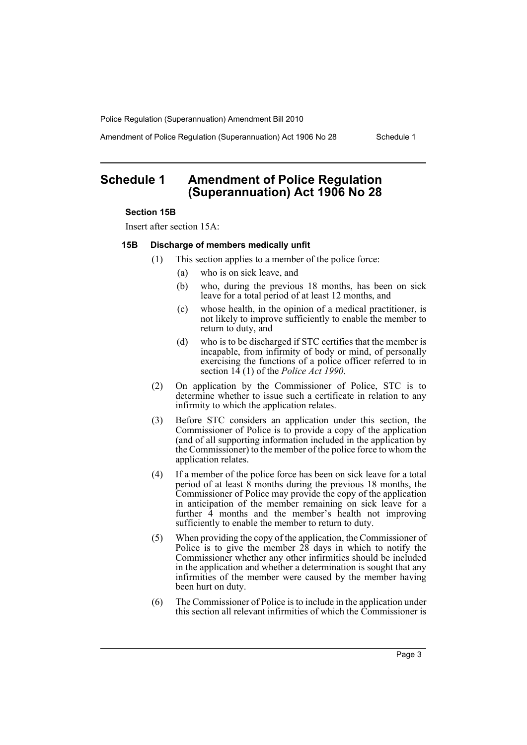# Schedule 1 Amendment of Police Regulation (Superannuation) Act 1906 No 28

**Section 15B**

Insert after section 15A:

### 15B Discharge of members medically unfit

(1) This section applies to a member of the police force:

(a) who is on sick leave, and

(b) who, during the previous 18 months, has been on sick leave for a total period of at least 12 months, and

(c) whose health, in the opinion of a medical practitioner, is not likely to improve sufficiently to enable the member to return to duty, and

(d) who is to be discharged if STC certifies that the member is incapable, from infirmity of body or mind, of personally exercising the functions of a police officer referred to in section 14 (1) of the *Police Act 1990*.

(2) On application by the Commissioner of Police, STC is to determine whether to issue such a certificate in relation to any infirmity to which the application relates.

(3) Before STC considers an application under this section, the Commissioner of Police is to provide a copy of the application (and of all supporting information included in the application by the Commissioner) to the member of the police force to whom the application relates.

(4) If a member of the police force has been on sick leave for a total period of at least 8 months during the previous 18 months, the Commissioner of Police may provide the copy of the application in anticipation of the member remaining on sick leave for a further 4 months and the member's health not improving sufficiently to enable the member to return to duty.

(5) When providing the copy of the application, the Commissioner of Police is to give the member 28 days in which to notify the Commissioner whether any other infirmities should be included in the application and whether a determination is sought that any infirmities of the member were caused by the member having been hurt on duty.

(6) The Commissioner of Police is to include in the application under this section all relevant infirmities of which the Commissioner is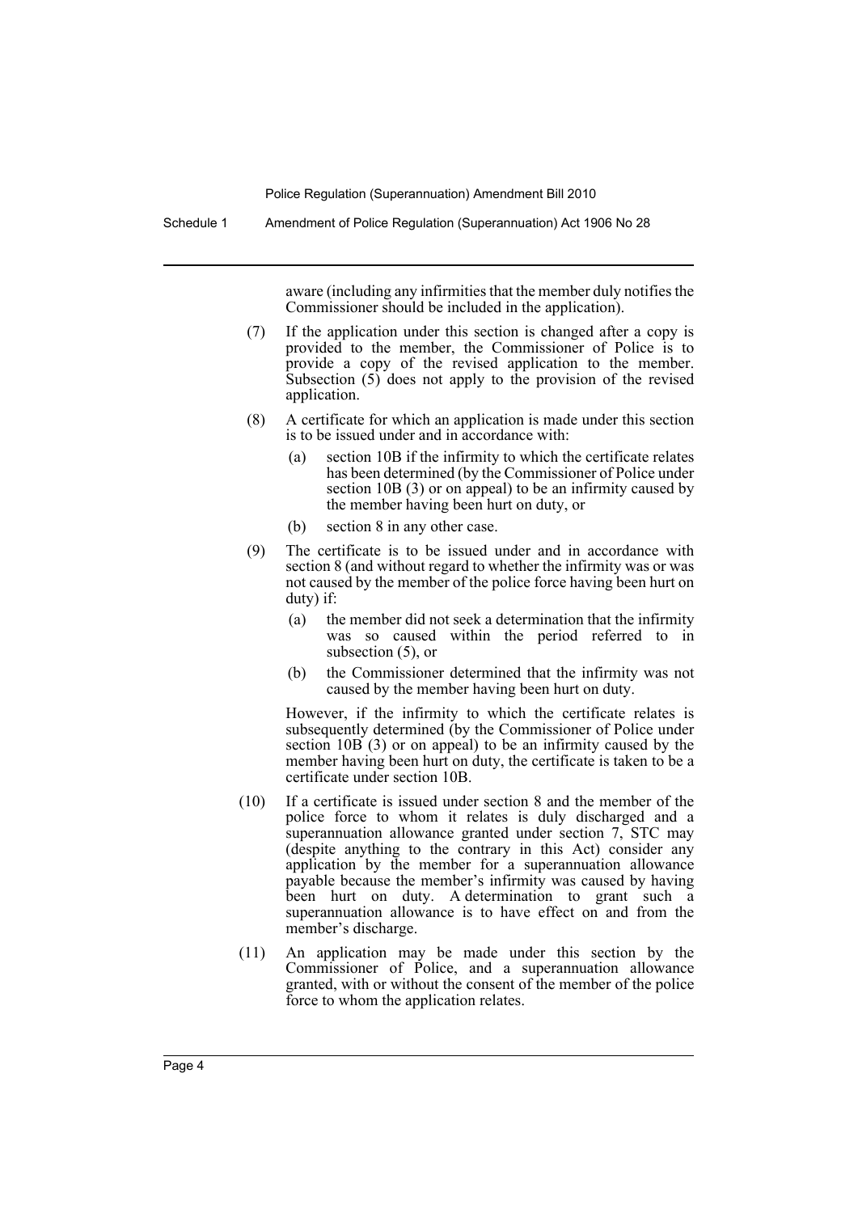aware (including any infirmities that the member duly notifies the Commissioner should be included in the application).

(7) If the application under this section is changed after a copy is provided to the member, the Commissioner of Police is to provide a copy of the revised application to the member. Subsection (5) does not apply to the provision of the revised application.

(8) A certificate for which an application is made under this section is to be issued under and in accordance with:

- (a) section 10B if the infirmity to which the certificate relates has been determined (by the Commissioner of Police under section 10B (3) or on appeal) to be an infirmity caused by the member having been hurt on duty, or
- (b) section 8 in any other case.

(9) The certificate is to be issued under and in accordance with section 8 (and without regard to whether the infirmity was or was not caused by the member of the police force having been hurt on duty) if:

- (a) the member did not seek a determination that the infirmity was so caused within the period referred to in subsection (5), or
- (b) the Commissioner determined that the infirmity was not caused by the member having been hurt on duty.

However, if the infirmity to which the certificate relates is subsequently determined (by the Commissioner of Police under section 10B (3) or on appeal) to be an infirmity caused by the member having been hurt on duty, the certificate is taken to be a certificate under section 10B.

(10) If a certificate is issued under section 8 and the member of the police force to whom it relates is duly discharged and a superannuation allowance granted under section 7, STC may (despite anything to the contrary in this Act) consider any application by the member for a superannuation allowance payable because the member's infirmity was caused by having been hurt on duty. A determination to grant such a superannuation allowance is to have effect on and from the member's discharge.

(11) An application may be made under this section by the Commissioner of Police, and a superannuation allowance granted, with or without the consent of the member of the police force to whom the application relates.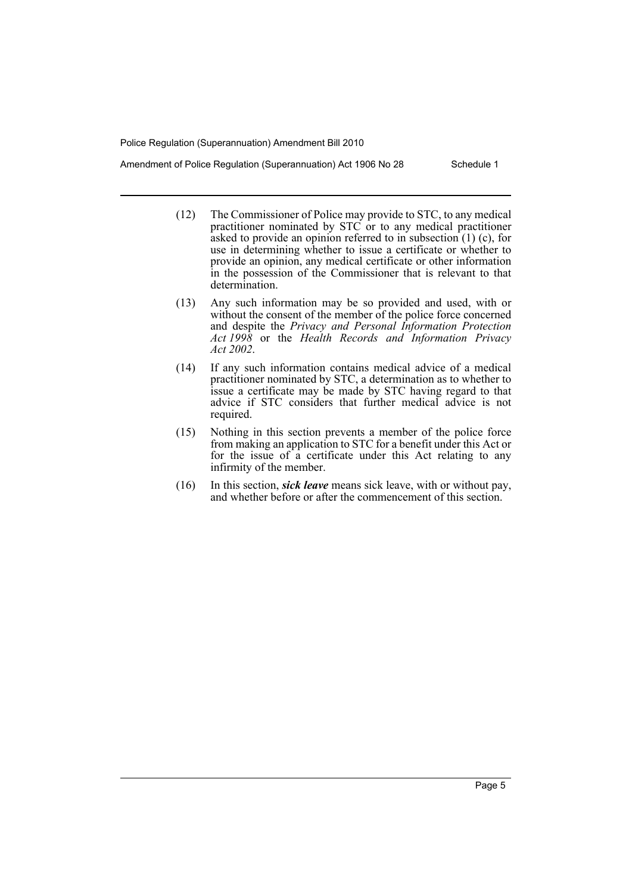(12) The Commissioner of Police may provide to STC, to any medical practitioner nominated by STC or to any medical practitioner asked to provide an opinion referred to in subsection (1) (c), for use in determining whether to issue a certificate or whether to provide an opinion, any medical certificate or other information in the possession of the Commissioner that is relevant to that determination.

(13) Any such information may be so provided and used, with or without the consent of the member of the police force concerned and despite the *Privacy and Personal Information Protection Act 1998* or the *Health Records and Information Privacy Act 2002*.

(14) If any such information contains medical advice of a medical practitioner nominated by STC, a determination as to whether to issue a certificate may be made by STC having regard to that advice if STC considers that further medical advice is not required.

(15) Nothing in this section prevents a member of the police force from making an application to STC for a benefit under this Act or for the issue of a certificate under this Act relating to any infirmity of the member.

(16) In this section, ***sick leave*** means sick leave, with or without pay, and whether before or after the commencement of this section.